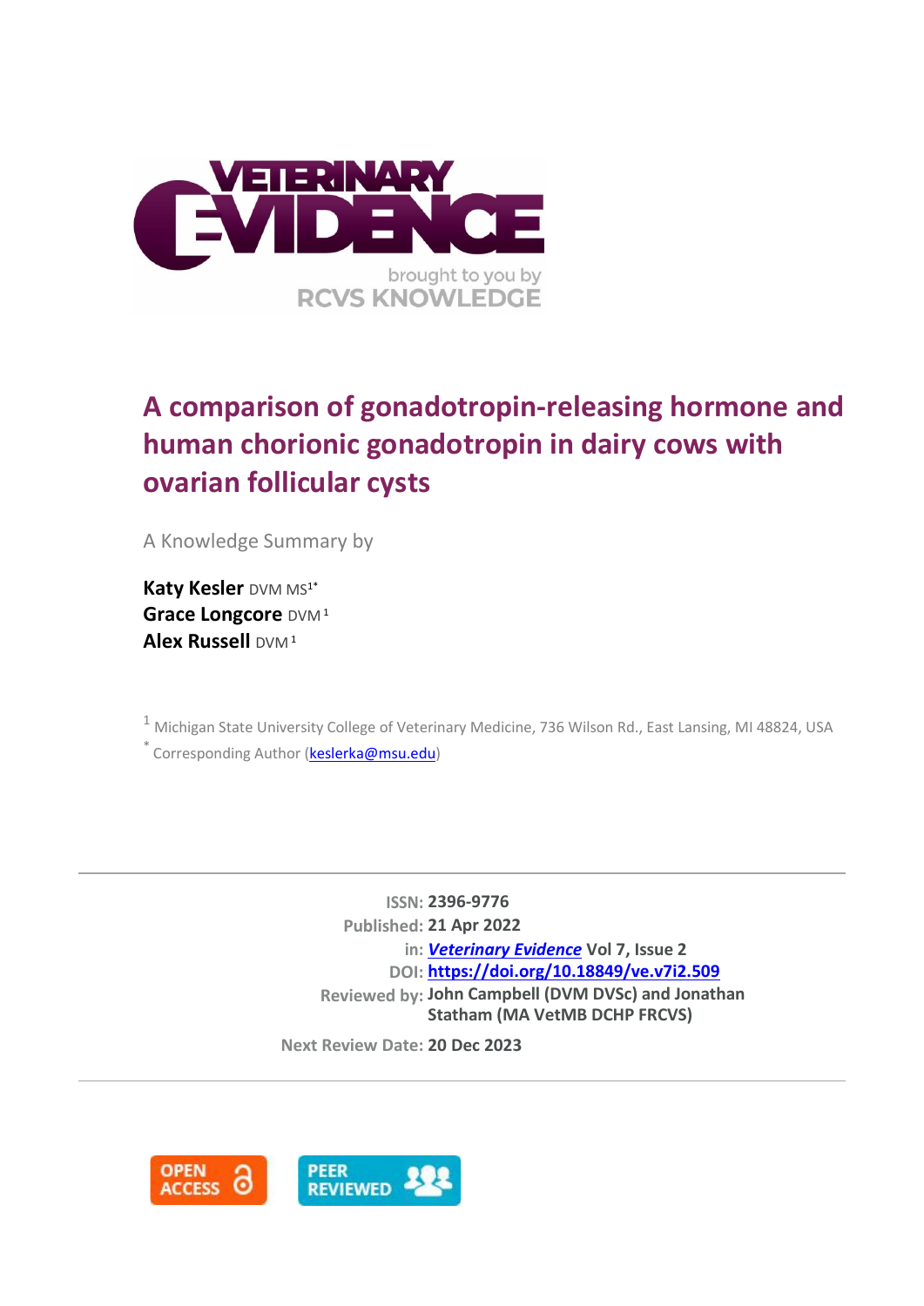# A comparison of gonadotropin-releasing hormone and human chorionic gonadotropin in dairy cows with ovarian follicular cysts

A Knowledge Summary by

**Katy Kesler** DVM MS[1*]
**Grace Longcore** DVM[1]
**Alex Russell** DVM[1]

[1] Michigan State University College of Veterinary Medicine, 736 Wilson Rd., East Lansing, MI 48824, USA
[*] Corresponding Author (keslerka@msu.edu)

**ISSN:** 2396-9776
**Published:** 21 Apr 2022
**in:** *Veterinary Evidence* Vol 7, Issue 2
**DOI:** https://doi.org/10.18849/ve.v7i2.509
**Reviewed by:** John Campbell (DVM DVSc) and Jonathan Statham (MA VetMB DCHP FRCVS)
**Next Review Date:** 20 Dec 2023

OPEN ACCESS

PEER REVIEWED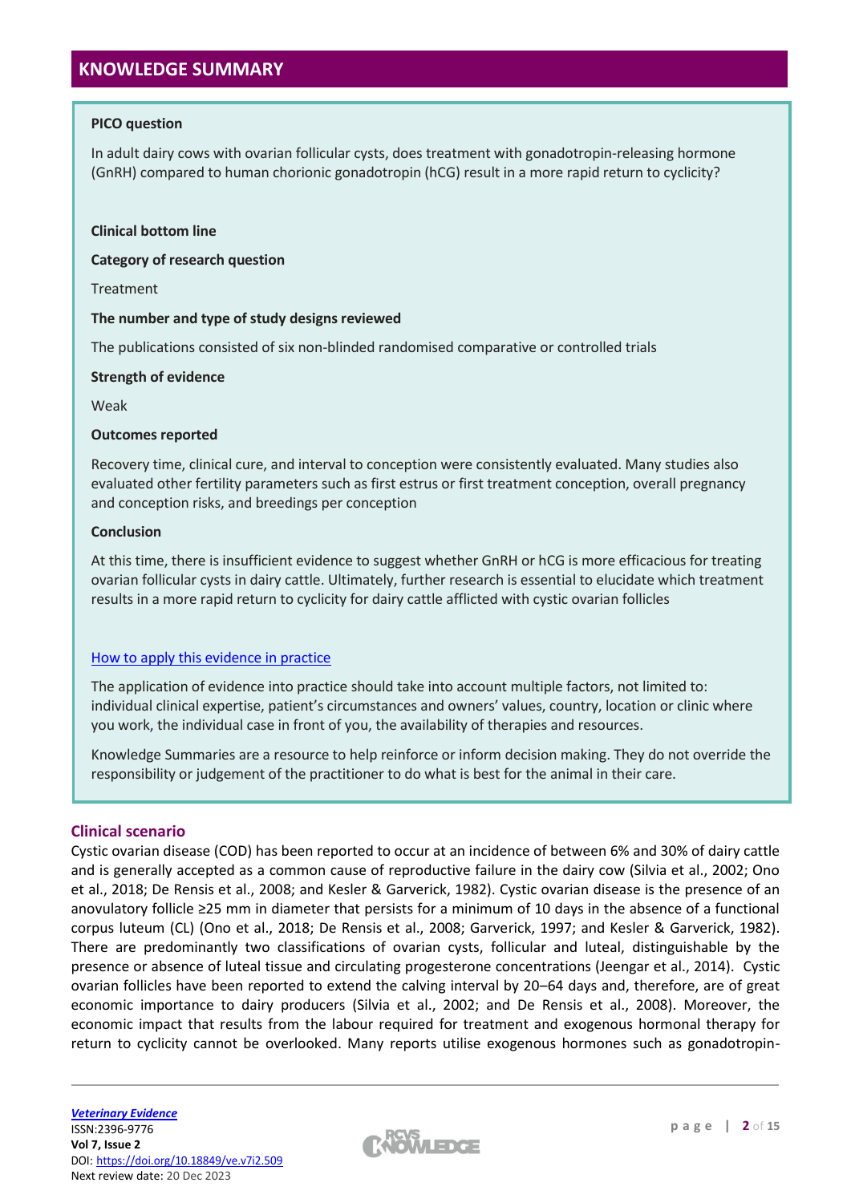## KNOWLEDGE SUMMARY

**PICO question**

In adult dairy cows with ovarian follicular cysts, does treatment with gonadotropin-releasing hormone (GnRH) compared to human chorionic gonadotropin (hCG) result in a more rapid return to cyclicity?

**Clinical bottom line**

**Category of research question**

Treatment

**The number and type of study designs reviewed**

The publications consisted of six non-blinded randomised comparative or controlled trials

**Strength of evidence**

Weak

**Outcomes reported**

Recovery time, clinical cure, and interval to conception were consistently evaluated. Many studies also evaluated other fertility parameters such as first estrus or first treatment conception, overall pregnancy and conception risks, and breedings per conception

**Conclusion**

At this time, there is insufficient evidence to suggest whether GnRH or hCG is more efficacious for treating ovarian follicular cysts in dairy cattle. Ultimately, further research is essential to elucidate which treatment results in a more rapid return to cyclicity for dairy cattle afflicted with cystic ovarian follicles

How to apply this evidence in practice

The application of evidence into practice should take into account multiple factors, not limited to: individual clinical expertise, patient's circumstances and owners' values, country, location or clinic where you work, the individual case in front of you, the availability of therapies and resources.

Knowledge Summaries are a resource to help reinforce or inform decision making. They do not override the responsibility or judgement of the practitioner to do what is best for the animal in their care.

## Clinical scenario

Cystic ovarian disease (COD) has been reported to occur at an incidence of between 6% and 30% of dairy cattle and is generally accepted as a common cause of reproductive failure in the dairy cow (Silvia et al., 2002; Ono et al., 2018; De Rensis et al., 2008; and Kesler & Garverick, 1982). Cystic ovarian disease is the presence of an anovulatory follicle ≥25 mm in diameter that persists for a minimum of 10 days in the absence of a functional corpus luteum (CL) (Ono et al., 2018; De Rensis et al., 2008; Garverick, 1997; and Kesler & Garverick, 1982). There are predominantly two classifications of ovarian cysts, follicular and luteal, distinguishable by the presence or absence of luteal tissue and circulating progesterone concentrations (Jeengar et al., 2014). Cystic ovarian follicles have been reported to extend the calving interval by 20–64 days and, therefore, are of great economic importance to dairy producers (Silvia et al., 2002; and De Rensis et al., 2008). Moreover, the economic impact that results from the labour required for treatment and exogenous hormonal therapy for return to cyclicity cannot be overlooked. Many reports utilise exogenous hormones such as gonadotropin-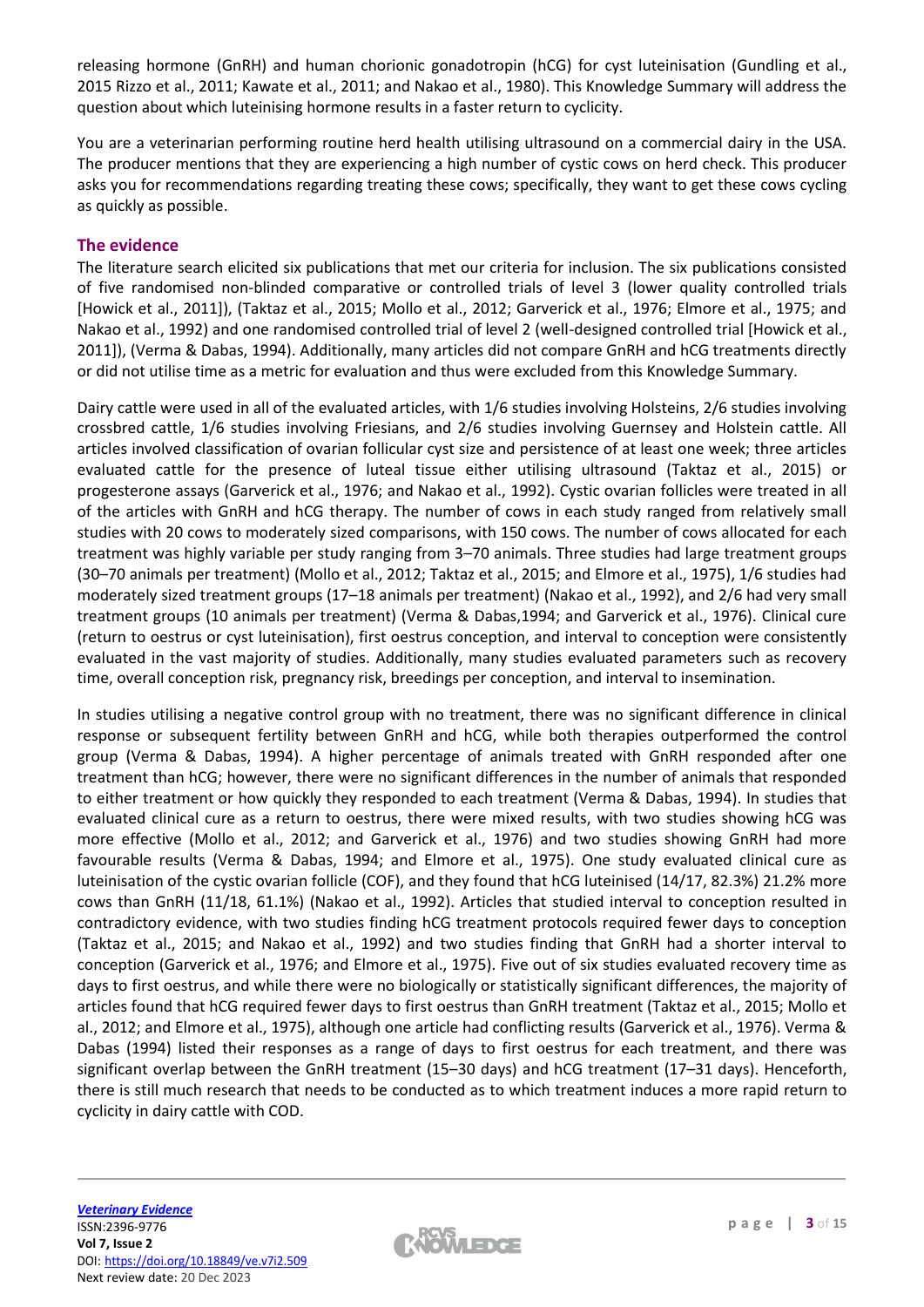releasing hormone (GnRH) and human chorionic gonadotropin (hCG) for cyst luteinisation (Gundling et al., 2015 Rizzo et al., 2011; Kawate et al., 2011; and Nakao et al., 1980). This Knowledge Summary will address the question about which luteinising hormone results in a faster return to cyclicity.

You are a veterinarian performing routine herd health utilising ultrasound on a commercial dairy in the USA. The producer mentions that they are experiencing a high number of cystic cows on herd check. This producer asks you for recommendations regarding treating these cows; specifically, they want to get these cows cycling as quickly as possible.

## The evidence

The literature search elicited six publications that met our criteria for inclusion. The six publications consisted of five randomised non-blinded comparative or controlled trials of level 3 (lower quality controlled trials [Howick et al., 2011]), (Taktaz et al., 2015; Mollo et al., 2012; Garverick et al., 1976; Elmore et al., 1975; and Nakao et al., 1992) and one randomised controlled trial of level 2 (well-designed controlled trial [Howick et al., 2011]), (Verma & Dabas, 1994). Additionally, many articles did not compare GnRH and hCG treatments directly or did not utilise time as a metric for evaluation and thus were excluded from this Knowledge Summary.

Dairy cattle were used in all of the evaluated articles, with 1/6 studies involving Holsteins, 2/6 studies involving crossbred cattle, 1/6 studies involving Friesians, and 2/6 studies involving Guernsey and Holstein cattle. All articles involved classification of ovarian follicular cyst size and persistence of at least one week; three articles evaluated cattle for the presence of luteal tissue either utilising ultrasound (Taktaz et al., 2015) or progesterone assays (Garverick et al., 1976; and Nakao et al., 1992). Cystic ovarian follicles were treated in all of the articles with GnRH and hCG therapy. The number of cows in each study ranged from relatively small studies with 20 cows to moderately sized comparisons, with 150 cows. The number of cows allocated for each treatment was highly variable per study ranging from 3–70 animals. Three studies had large treatment groups (30–70 animals per treatment) (Mollo et al., 2012; Taktaz et al., 2015; and Elmore et al., 1975), 1/6 studies had moderately sized treatment groups (17–18 animals per treatment) (Nakao et al., 1992), and 2/6 had very small treatment groups (10 animals per treatment) (Verma & Dabas,1994; and Garverick et al., 1976). Clinical cure (return to oestrus or cyst luteinisation), first oestrus conception, and interval to conception were consistently evaluated in the vast majority of studies. Additionally, many studies evaluated parameters such as recovery time, overall conception risk, pregnancy risk, breedings per conception, and interval to insemination.

In studies utilising a negative control group with no treatment, there was no significant difference in clinical response or subsequent fertility between GnRH and hCG, while both therapies outperformed the control group (Verma & Dabas, 1994). A higher percentage of animals treated with GnRH responded after one treatment than hCG; however, there were no significant differences in the number of animals that responded to either treatment or how quickly they responded to each treatment (Verma & Dabas, 1994). In studies that evaluated clinical cure as a return to oestrus, there were mixed results, with two studies showing hCG was more effective (Mollo et al., 2012; and Garverick et al., 1976) and two studies showing GnRH had more favourable results (Verma & Dabas, 1994; and Elmore et al., 1975). One study evaluated clinical cure as luteinisation of the cystic ovarian follicle (COF), and they found that hCG luteinised (14/17, 82.3%) 21.2% more cows than GnRH (11/18, 61.1%) (Nakao et al., 1992). Articles that studied interval to conception resulted in contradictory evidence, with two studies finding hCG treatment protocols required fewer days to conception (Taktaz et al., 2015; and Nakao et al., 1992) and two studies finding that GnRH had a shorter interval to conception (Garverick et al., 1976; and Elmore et al., 1975). Five out of six studies evaluated recovery time as days to first oestrus, and while there were no biologically or statistically significant differences, the majority of articles found that hCG required fewer days to first oestrus than GnRH treatment (Taktaz et al., 2015; Mollo et al., 2012; and Elmore et al., 1975), although one article had conflicting results (Garverick et al., 1976). Verma & Dabas (1994) listed their responses as a range of days to first oestrus for each treatment, and there was significant overlap between the GnRH treatment (15–30 days) and hCG treatment (17–31 days). Henceforth, there is still much research that needs to be conducted as to which treatment induces a more rapid return to cyclicity in dairy cattle with COD.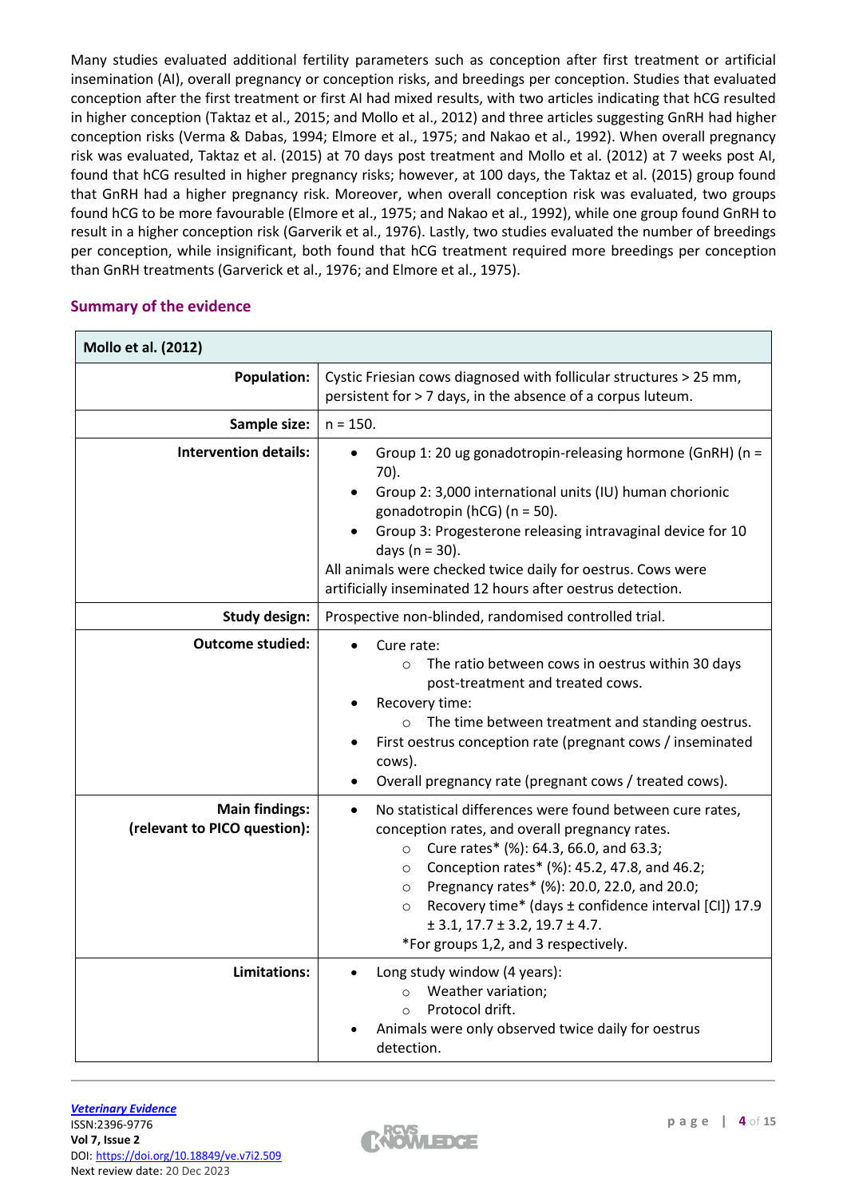Many studies evaluated additional fertility parameters such as conception after first treatment or artificial insemination (AI), overall pregnancy or conception risks, and breedings per conception. Studies that evaluated conception after the first treatment or first AI had mixed results, with two articles indicating that hCG resulted in higher conception (Taktaz et al., 2015; and Mollo et al., 2012) and three articles suggesting GnRH had higher conception risks (Verma & Dabas, 1994; Elmore et al., 1975; and Nakao et al., 1992). When overall pregnancy risk was evaluated, Taktaz et al. (2015) at 70 days post treatment and Mollo et al. (2012) at 7 weeks post AI, found that hCG resulted in higher pregnancy risks; however, at 100 days, the Taktaz et al. (2015) group found that GnRH had a higher pregnancy risk. Moreover, when overall conception risk was evaluated, two groups found hCG to be more favourable (Elmore et al., 1975; and Nakao et al., 1992), while one group found GnRH to result in a higher conception risk (Garverik et al., 1976). Lastly, two studies evaluated the number of breedings per conception, while insignificant, both found that hCG treatment required more breedings per conception than GnRH treatments (Garverick et al., 1976; and Elmore et al., 1975).

## Summary of the evidence

| **Mollo et al. (2012)** | |
|---|---|
| **Population:** | Cystic Friesian cows diagnosed with follicular structures > 25 mm, persistent for > 7 days, in the absence of a corpus luteum. |
| **Sample size:** | n = 150. |
| **Intervention details:** | • Group 1: 20 ug gonadotropin-releasing hormone (GnRH) (n = 70).<br>• Group 2: 3,000 international units (IU) human chorionic gonadotropin (hCG) (n = 50).<br>• Group 3: Progesterone releasing intravaginal device for 10 days (n = 30).<br>All animals were checked twice daily for oestrus. Cows were artificially inseminated 12 hours after oestrus detection. |
| **Study design:** | Prospective non-blinded, randomised controlled trial. |
| **Outcome studied:** | • Cure rate:<br>  ○ The ratio between cows in oestrus within 30 days post-treatment and treated cows.<br>• Recovery time:<br>  ○ The time between treatment and standing oestrus.<br>• First oestrus conception rate (pregnant cows / inseminated cows).<br>• Overall pregnancy rate (pregnant cows / treated cows). |
| **Main findings: (relevant to PICO question):** | • No statistical differences were found between cure rates, conception rates, and overall pregnancy rates.<br>  ○ Cure rates* (%): 64.3, 66.0, and 63.3;<br>  ○ Conception rates* (%): 45.2, 47.8, and 46.2;<br>  ○ Pregnancy rates* (%): 20.0, 22.0, and 20.0;<br>  ○ Recovery time* (days ± confidence interval [CI]) 17.9 ± 3.1, 17.7 ± 3.2, 19.7 ± 4.7.<br>*For groups 1,2, and 3 respectively. |
| **Limitations:** | • Long study window (4 years):<br>  ○ Weather variation;<br>  ○ Protocol drift.<br>• Animals were only observed twice daily for oestrus detection. |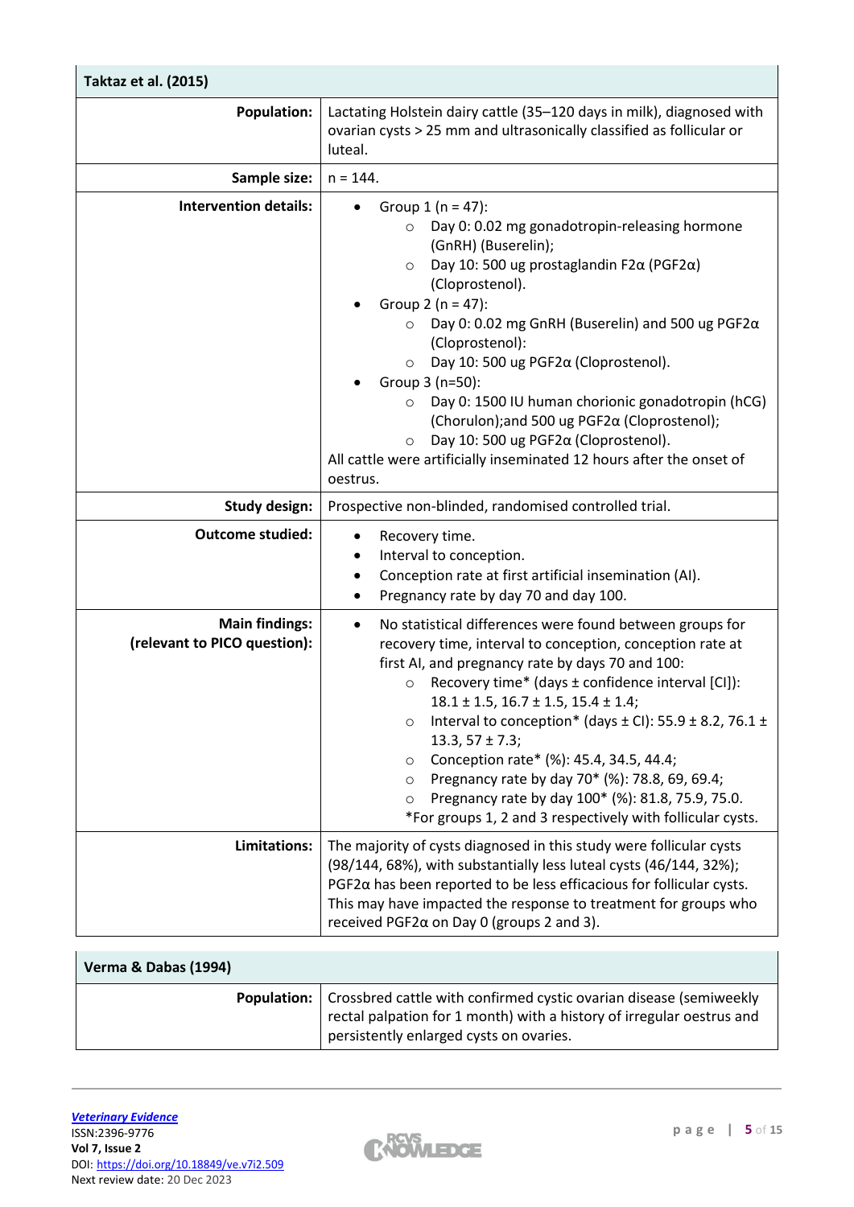| Taktaz et al. (2015) | |
|---|---|
| **Population:** | Lactating Holstein dairy cattle (35–120 days in milk), diagnosed with ovarian cysts > 25 mm and ultrasonically classified as follicular or luteal. |
| **Sample size:** | n = 144. |
| **Intervention details:** | • Group 1 (n = 47):<br>  ○ Day 0: 0.02 mg gonadotropin-releasing hormone (GnRH) (Buserelin);<br>  ○ Day 10: 500 ug prostaglandin F2α (PGF2α) (Cloprostenol).<br>• Group 2 (n = 47):<br>  ○ Day 0: 0.02 mg GnRH (Buserelin) and 500 ug PGF2α (Cloprostenol):<br>  ○ Day 10: 500 ug PGF2α (Cloprostenol).<br>• Group 3 (n=50):<br>  ○ Day 0: 1500 IU human chorionic gonadotropin (hCG) (Chorulon);and 500 ug PGF2α (Cloprostenol);<br>  ○ Day 10: 500 ug PGF2α (Cloprostenol).<br>All cattle were artificially inseminated 12 hours after the onset of oestrus. |
| **Study design:** | Prospective non-blinded, randomised controlled trial. |
| **Outcome studied:** | • Recovery time.<br>• Interval to conception.<br>• Conception rate at first artificial insemination (AI).<br>• Pregnancy rate by day 70 and day 100. |
| **Main findings: (relevant to PICO question):** | • No statistical differences were found between groups for recovery time, interval to conception, conception rate at first AI, and pregnancy rate by days 70 and 100:<br>  ○ Recovery time* (days ± confidence interval [CI]): 18.1 ± 1.5, 16.7 ± 1.5, 15.4 ± 1.4;<br>  ○ Interval to conception* (days ± CI): 55.9 ± 8.2, 76.1 ± 13.3, 57 ± 7.3;<br>  ○ Conception rate* (%): 45.4, 34.5, 44.4;<br>  ○ Pregnancy rate by day 70* (%): 78.8, 69, 69.4;<br>  ○ Pregnancy rate by day 100* (%): 81.8, 75.9, 75.0.<br>*For groups 1, 2 and 3 respectively with follicular cysts. |
| **Limitations:** | The majority of cysts diagnosed in this study were follicular cysts (98/144, 68%), with substantially less luteal cysts (46/144, 32%); PGF2α has been reported to be less efficacious for follicular cysts. This may have impacted the response to treatment for groups who received PGF2α on Day 0 (groups 2 and 3). |

| Verma & Dabas (1994) | |
|---|---|
| **Population:** | Crossbred cattle with confirmed cystic ovarian disease (semiweekly rectal palpation for 1 month) with a history of irregular oestrus and persistently enlarged cysts on ovaries. |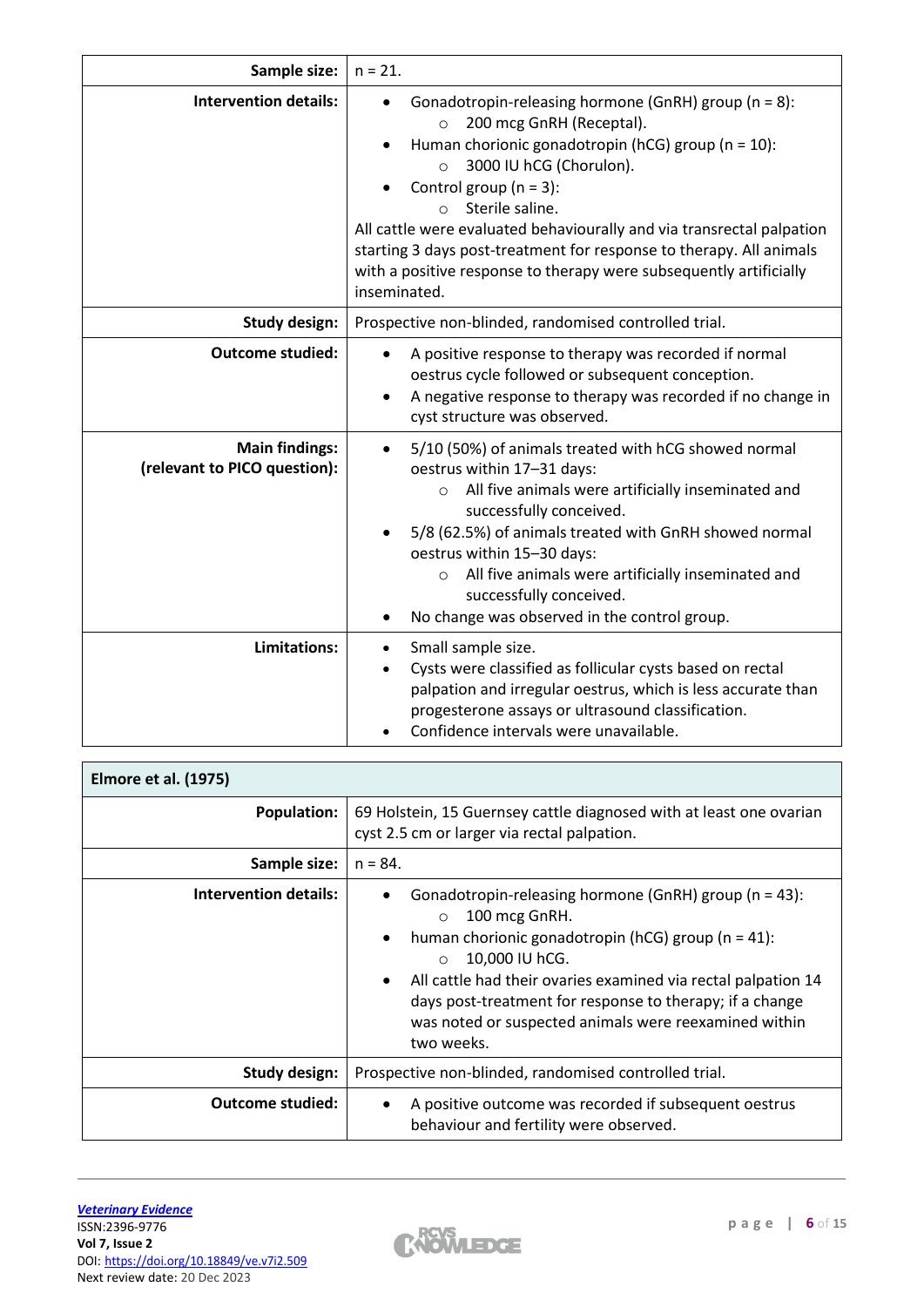| | |
|---|---|
| **Sample size:** | n = 21. |
| **Intervention details:** | • Gonadotropin-releasing hormone (GnRH) group (n = 8):<br>  ○ 200 mcg GnRH (Receptal).<br>• Human chorionic gonadotropin (hCG) group (n = 10):<br>  ○ 3000 IU hCG (Chorulon).<br>• Control group (n = 3):<br>  ○ Sterile saline.<br>All cattle were evaluated behaviourally and via transrectal palpation starting 3 days post-treatment for response to therapy. All animals with a positive response to therapy were subsequently artificially inseminated. |
| **Study design:** | Prospective non-blinded, randomised controlled trial. |
| **Outcome studied:** | • A positive response to therapy was recorded if normal oestrus cycle followed or subsequent conception.<br>• A negative response to therapy was recorded if no change in cyst structure was observed. |
| **Main findings:**<br>**(relevant to PICO question):** | • 5/10 (50%) of animals treated with hCG showed normal oestrus within 17–31 days:<br>  ○ All five animals were artificially inseminated and successfully conceived.<br>• 5/8 (62.5%) of animals treated with GnRH showed normal oestrus within 15–30 days:<br>  ○ All five animals were artificially inseminated and successfully conceived.<br>• No change was observed in the control group. |
| **Limitations:** | • Small sample size.<br>• Cysts were classified as follicular cysts based on rectal palpation and irregular oestrus, which is less accurate than progesterone assays or ultrasound classification.<br>• Confidence intervals were unavailable. |

| **Elmore et al. (1975)** | |
|---|---|
| **Population:** | 69 Holstein, 15 Guernsey cattle diagnosed with at least one ovarian cyst 2.5 cm or larger via rectal palpation. |
| **Sample size:** | n = 84. |
| **Intervention details:** | • Gonadotropin-releasing hormone (GnRH) group (n = 43):<br>  ○ 100 mcg GnRH.<br>• human chorionic gonadotropin (hCG) group (n = 41):<br>  ○ 10,000 IU hCG.<br>• All cattle had their ovaries examined via rectal palpation 14 days post-treatment for response to therapy; if a change was noted or suspected animals were reexamined within two weeks. |
| **Study design:** | Prospective non-blinded, randomised controlled trial. |
| **Outcome studied:** | • A positive outcome was recorded if subsequent oestrus behaviour and fertility were observed. |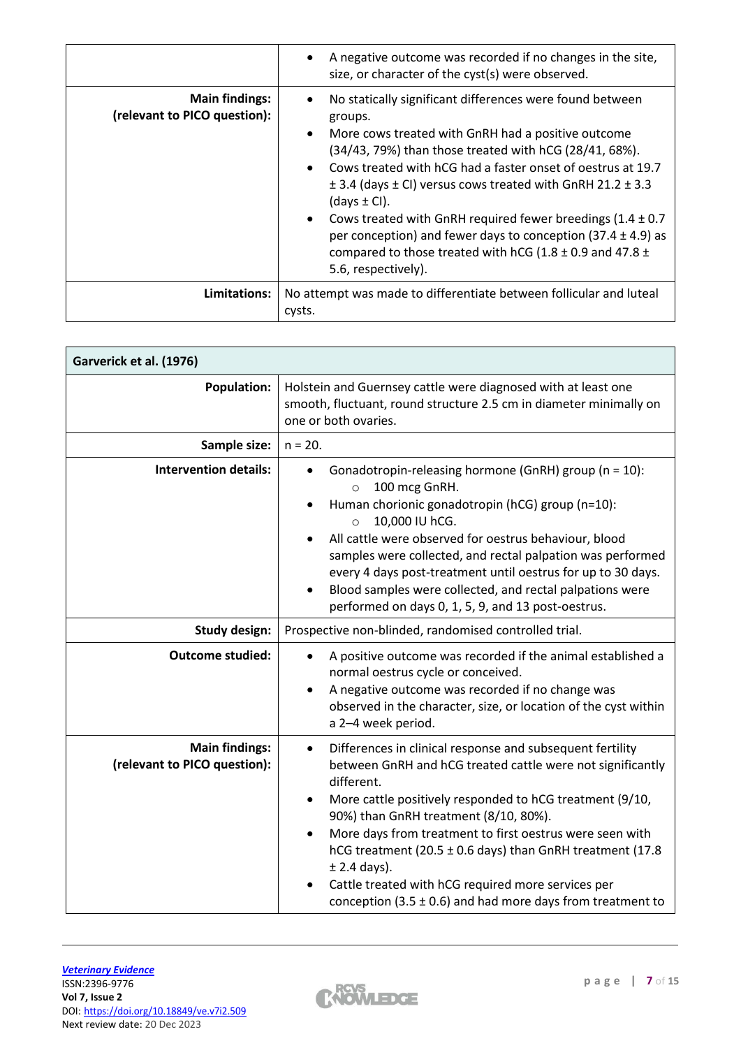| | |
|---|---|
| | • A negative outcome was recorded if no changes in the site, size, or character of the cyst(s) were observed. |
| **Main findings: (relevant to PICO question):** | • No statically significant differences were found between groups.<br>• More cows treated with GnRH had a positive outcome (34/43, 79%) than those treated with hCG (28/41, 68%).<br>• Cows treated with hCG had a faster onset of oestrus at 19.7 ± 3.4 (days ± CI) versus cows treated with GnRH 21.2 ± 3.3 (days ± CI).<br>• Cows treated with GnRH required fewer breedings (1.4 ± 0.7 per conception) and fewer days to conception (37.4 ± 4.9) as compared to those treated with hCG (1.8 ± 0.9 and 47.8 ± 5.6, respectively). |
| **Limitations:** | No attempt was made to differentiate between follicular and luteal cysts. |

| **Garverick et al. (1976)** | |
|---|---|
| **Population:** | Holstein and Guernsey cattle were diagnosed with at least one smooth, fluctuant, round structure 2.5 cm in diameter minimally on one or both ovaries. |
| **Sample size:** | n = 20. |
| **Intervention details:** | • Gonadotropin-releasing hormone (GnRH) group (n = 10):<br>  ○ 100 mcg GnRH.<br>• Human chorionic gonadotropin (hCG) group (n=10):<br>  ○ 10,000 IU hCG.<br>• All cattle were observed for oestrus behaviour, blood samples were collected, and rectal palpation was performed every 4 days post-treatment until oestrus for up to 30 days.<br>• Blood samples were collected, and rectal palpations were performed on days 0, 1, 5, 9, and 13 post-oestrus. |
| **Study design:** | Prospective non-blinded, randomised controlled trial. |
| **Outcome studied:** | • A positive outcome was recorded if the animal established a normal oestrus cycle or conceived.<br>• A negative outcome was recorded if no change was observed in the character, size, or location of the cyst within a 2–4 week period. |
| **Main findings: (relevant to PICO question):** | • Differences in clinical response and subsequent fertility between GnRH and hCG treated cattle were not significantly different.<br>• More cattle positively responded to hCG treatment (9/10, 90%) than GnRH treatment (8/10, 80%).<br>• More days from treatment to first oestrus were seen with hCG treatment (20.5 ± 0.6 days) than GnRH treatment (17.8 ± 2.4 days).<br>• Cattle treated with hCG required more services per conception (3.5 ± 0.6) and had more days from treatment to |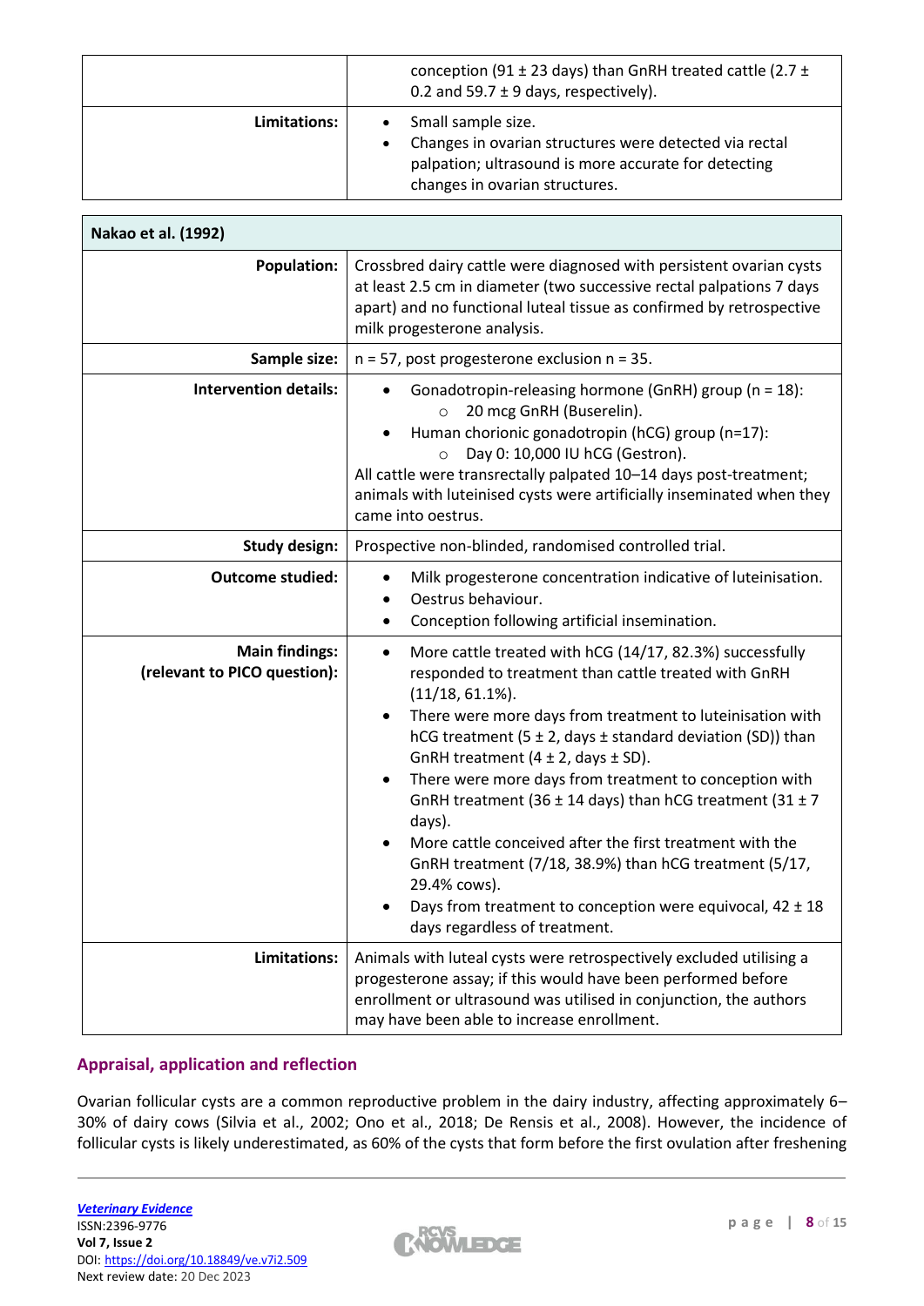| | |
|---|---|
| | conception (91 ± 23 days) than GnRH treated cattle (2.7 ± 0.2 and 59.7 ± 9 days, respectively). |
| **Limitations:** | • Small sample size.<br>• Changes in ovarian structures were detected via rectal palpation; ultrasound is more accurate for detecting changes in ovarian structures. |

| **Nakao et al. (1992)** | |
|---|---|
| **Population:** | Crossbred dairy cattle were diagnosed with persistent ovarian cysts at least 2.5 cm in diameter (two successive rectal palpations 7 days apart) and no functional luteal tissue as confirmed by retrospective milk progesterone analysis. |
| **Sample size:** | n = 57, post progesterone exclusion n = 35. |
| **Intervention details:** | • Gonadotropin-releasing hormone (GnRH) group (n = 18):<br>  ○ 20 mcg GnRH (Buserelin).<br>• Human chorionic gonadotropin (hCG) group (n=17):<br>  ○ Day 0: 10,000 IU hCG (Gestron).<br>All cattle were transrectally palpated 10–14 days post-treatment; animals with luteinised cysts were artificially inseminated when they came into oestrus. |
| **Study design:** | Prospective non-blinded, randomised controlled trial. |
| **Outcome studied:** | • Milk progesterone concentration indicative of luteinisation.<br>• Oestrus behaviour.<br>• Conception following artificial insemination. |
| **Main findings: (relevant to PICO question):** | • More cattle treated with hCG (14/17, 82.3%) successfully responded to treatment than cattle treated with GnRH (11/18, 61.1%).<br>• There were more days from treatment to luteinisation with hCG treatment (5 ± 2, days ± standard deviation (SD)) than GnRH treatment (4 ± 2, days ± SD).<br>• There were more days from treatment to conception with GnRH treatment (36 ± 14 days) than hCG treatment (31 ± 7 days).<br>• More cattle conceived after the first treatment with the GnRH treatment (7/18, 38.9%) than hCG treatment (5/17, 29.4% cows).<br>• Days from treatment to conception were equivocal, 42 ± 18 days regardless of treatment. |
| **Limitations:** | Animals with luteal cysts were retrospectively excluded utilising a progesterone assay; if this would have been performed before enrollment or ultrasound was utilised in conjunction, the authors may have been able to increase enrollment. |

## Appraisal, application and reflection

Ovarian follicular cysts are a common reproductive problem in the dairy industry, affecting approximately 6–30% of dairy cows (Silvia et al., 2002; Ono et al., 2018; De Rensis et al., 2008). However, the incidence of follicular cysts is likely underestimated, as 60% of the cysts that form before the first ovulation after freshening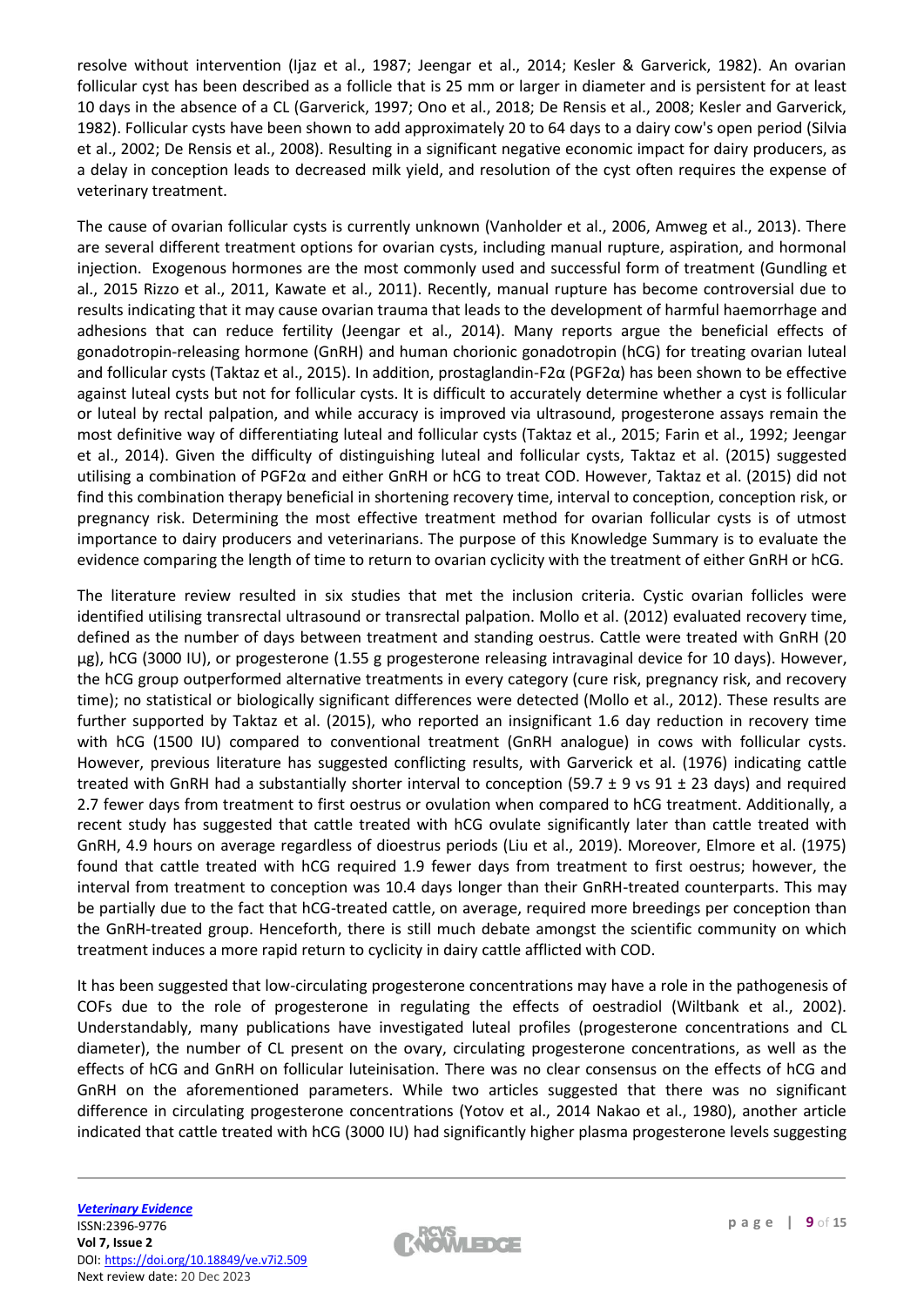resolve without intervention (Ijaz et al., 1987; Jeengar et al., 2014; Kesler & Garverick, 1982). An ovarian follicular cyst has been described as a follicle that is 25 mm or larger in diameter and is persistent for at least 10 days in the absence of a CL (Garverick, 1997; Ono et al., 2018; De Rensis et al., 2008; Kesler and Garverick, 1982). Follicular cysts have been shown to add approximately 20 to 64 days to a dairy cow's open period (Silvia et al., 2002; De Rensis et al., 2008). Resulting in a significant negative economic impact for dairy producers, as a delay in conception leads to decreased milk yield, and resolution of the cyst often requires the expense of veterinary treatment.

The cause of ovarian follicular cysts is currently unknown (Vanholder et al., 2006, Amweg et al., 2013). There are several different treatment options for ovarian cysts, including manual rupture, aspiration, and hormonal injection. Exogenous hormones are the most commonly used and successful form of treatment (Gundling et al., 2015 Rizzo et al., 2011, Kawate et al., 2011). Recently, manual rupture has become controversial due to results indicating that it may cause ovarian trauma that leads to the development of harmful haemorrhage and adhesions that can reduce fertility (Jeengar et al., 2014). Many reports argue the beneficial effects of gonadotropin-releasing hormone (GnRH) and human chorionic gonadotropin (hCG) for treating ovarian luteal and follicular cysts (Taktaz et al., 2015). In addition, prostaglandin-F2α (PGF2α) has been shown to be effective against luteal cysts but not for follicular cysts. It is difficult to accurately determine whether a cyst is follicular or luteal by rectal palpation, and while accuracy is improved via ultrasound, progesterone assays remain the most definitive way of differentiating luteal and follicular cysts (Taktaz et al., 2015; Farin et al., 1992; Jeengar et al., 2014). Given the difficulty of distinguishing luteal and follicular cysts, Taktaz et al. (2015) suggested utilising a combination of PGF2α and either GnRH or hCG to treat COD. However, Taktaz et al. (2015) did not find this combination therapy beneficial in shortening recovery time, interval to conception, conception risk, or pregnancy risk. Determining the most effective treatment method for ovarian follicular cysts is of utmost importance to dairy producers and veterinarians. The purpose of this Knowledge Summary is to evaluate the evidence comparing the length of time to return to ovarian cyclicity with the treatment of either GnRH or hCG.

The literature review resulted in six studies that met the inclusion criteria. Cystic ovarian follicles were identified utilising transrectal ultrasound or transrectal palpation. Mollo et al. (2012) evaluated recovery time, defined as the number of days between treatment and standing oestrus. Cattle were treated with GnRH (20 µg), hCG (3000 IU), or progesterone (1.55 g progesterone releasing intravaginal device for 10 days). However, the hCG group outperformed alternative treatments in every category (cure risk, pregnancy risk, and recovery time); no statistical or biologically significant differences were detected (Mollo et al., 2012). These results are further supported by Taktaz et al. (2015), who reported an insignificant 1.6 day reduction in recovery time with hCG (1500 IU) compared to conventional treatment (GnRH analogue) in cows with follicular cysts. However, previous literature has suggested conflicting results, with Garverick et al. (1976) indicating cattle treated with GnRH had a substantially shorter interval to conception (59.7 ± 9 vs 91 ± 23 days) and required 2.7 fewer days from treatment to first oestrus or ovulation when compared to hCG treatment. Additionally, a recent study has suggested that cattle treated with hCG ovulate significantly later than cattle treated with GnRH, 4.9 hours on average regardless of dioestrus periods (Liu et al., 2019). Moreover, Elmore et al. (1975) found that cattle treated with hCG required 1.9 fewer days from treatment to first oestrus; however, the interval from treatment to conception was 10.4 days longer than their GnRH-treated counterparts. This may be partially due to the fact that hCG-treated cattle, on average, required more breedings per conception than the GnRH-treated group. Henceforth, there is still much debate amongst the scientific community on which treatment induces a more rapid return to cyclicity in dairy cattle afflicted with COD.

It has been suggested that low-circulating progesterone concentrations may have a role in the pathogenesis of COFs due to the role of progesterone in regulating the effects of oestradiol (Wiltbank et al., 2002). Understandably, many publications have investigated luteal profiles (progesterone concentrations and CL diameter), the number of CL present on the ovary, circulating progesterone concentrations, as well as the effects of hCG and GnRH on follicular luteinisation. There was no clear consensus on the effects of hCG and GnRH on the aforementioned parameters. While two articles suggested that there was no significant difference in circulating progesterone concentrations (Yotov et al., 2014 Nakao et al., 1980), another article indicated that cattle treated with hCG (3000 IU) had significantly higher plasma progesterone levels suggesting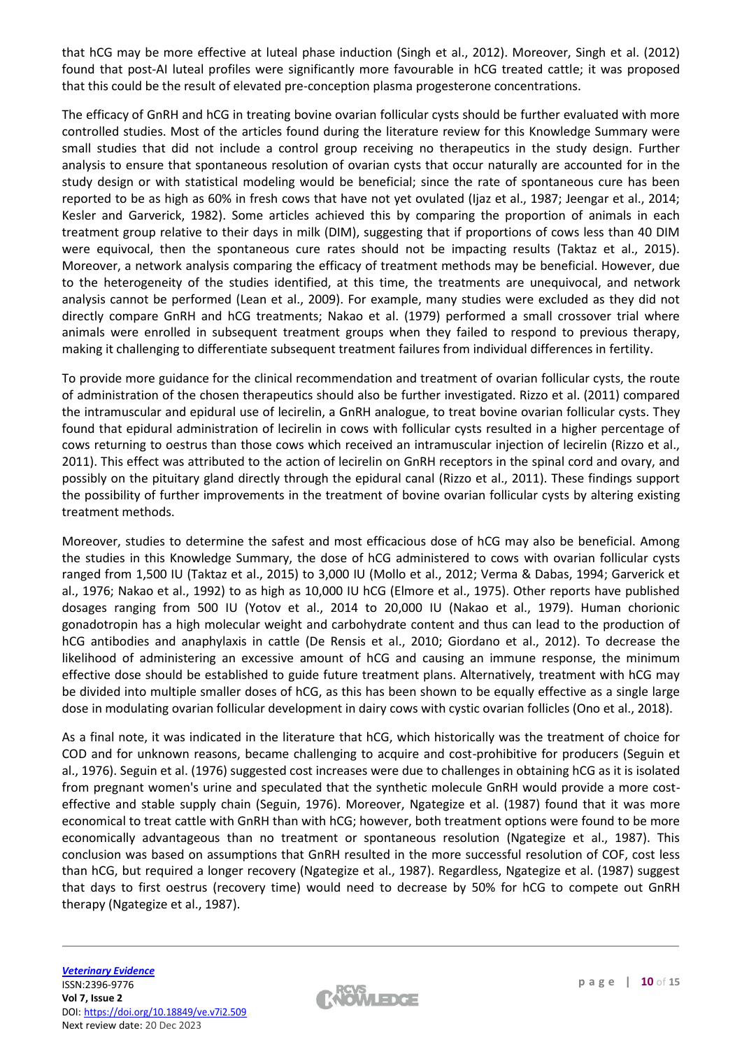that hCG may be more effective at luteal phase induction (Singh et al., 2012). Moreover, Singh et al. (2012) found that post-AI luteal profiles were significantly more favourable in hCG treated cattle; it was proposed that this could be the result of elevated pre-conception plasma progesterone concentrations.

The efficacy of GnRH and hCG in treating bovine ovarian follicular cysts should be further evaluated with more controlled studies. Most of the articles found during the literature review for this Knowledge Summary were small studies that did not include a control group receiving no therapeutics in the study design. Further analysis to ensure that spontaneous resolution of ovarian cysts that occur naturally are accounted for in the study design or with statistical modeling would be beneficial; since the rate of spontaneous cure has been reported to be as high as 60% in fresh cows that have not yet ovulated (Ijaz et al., 1987; Jeengar et al., 2014; Kesler and Garverick, 1982). Some articles achieved this by comparing the proportion of animals in each treatment group relative to their days in milk (DIM), suggesting that if proportions of cows less than 40 DIM were equivocal, then the spontaneous cure rates should not be impacting results (Taktaz et al., 2015). Moreover, a network analysis comparing the efficacy of treatment methods may be beneficial. However, due to the heterogeneity of the studies identified, at this time, the treatments are unequivocal, and network analysis cannot be performed (Lean et al., 2009). For example, many studies were excluded as they did not directly compare GnRH and hCG treatments; Nakao et al. (1979) performed a small crossover trial where animals were enrolled in subsequent treatment groups when they failed to respond to previous therapy, making it challenging to differentiate subsequent treatment failures from individual differences in fertility.

To provide more guidance for the clinical recommendation and treatment of ovarian follicular cysts, the route of administration of the chosen therapeutics should also be further investigated. Rizzo et al. (2011) compared the intramuscular and epidural use of lecirelin, a GnRH analogue, to treat bovine ovarian follicular cysts. They found that epidural administration of lecirelin in cows with follicular cysts resulted in a higher percentage of cows returning to oestrus than those cows which received an intramuscular injection of lecirelin (Rizzo et al., 2011). This effect was attributed to the action of lecirelin on GnRH receptors in the spinal cord and ovary, and possibly on the pituitary gland directly through the epidural canal (Rizzo et al., 2011). These findings support the possibility of further improvements in the treatment of bovine ovarian follicular cysts by altering existing treatment methods.

Moreover, studies to determine the safest and most efficacious dose of hCG may also be beneficial. Among the studies in this Knowledge Summary, the dose of hCG administered to cows with ovarian follicular cysts ranged from 1,500 IU (Taktaz et al., 2015) to 3,000 IU (Mollo et al., 2012; Verma & Dabas, 1994; Garverick et al., 1976; Nakao et al., 1992) to as high as 10,000 IU hCG (Elmore et al., 1975). Other reports have published dosages ranging from 500 IU (Yotov et al., 2014 to 20,000 IU (Nakao et al., 1979). Human chorionic gonadotropin has a high molecular weight and carbohydrate content and thus can lead to the production of hCG antibodies and anaphylaxis in cattle (De Rensis et al., 2010; Giordano et al., 2012). To decrease the likelihood of administering an excessive amount of hCG and causing an immune response, the minimum effective dose should be established to guide future treatment plans. Alternatively, treatment with hCG may be divided into multiple smaller doses of hCG, as this has been shown to be equally effective as a single large dose in modulating ovarian follicular development in dairy cows with cystic ovarian follicles (Ono et al., 2018).

As a final note, it was indicated in the literature that hCG, which historically was the treatment of choice for COD and for unknown reasons, became challenging to acquire and cost-prohibitive for producers (Seguin et al., 1976). Seguin et al. (1976) suggested cost increases were due to challenges in obtaining hCG as it is isolated from pregnant women's urine and speculated that the synthetic molecule GnRH would provide a more cost-effective and stable supply chain (Seguin, 1976). Moreover, Ngategize et al. (1987) found that it was more economical to treat cattle with GnRH than with hCG; however, both treatment options were found to be more economically advantageous than no treatment or spontaneous resolution (Ngategize et al., 1987). This conclusion was based on assumptions that GnRH resulted in the more successful resolution of COF, cost less than hCG, but required a longer recovery (Ngategize et al., 1987). Regardless, Ngategize et al. (1987) suggest that days to first oestrus (recovery time) would need to decrease by 50% for hCG to compete out GnRH therapy (Ngategize et al., 1987).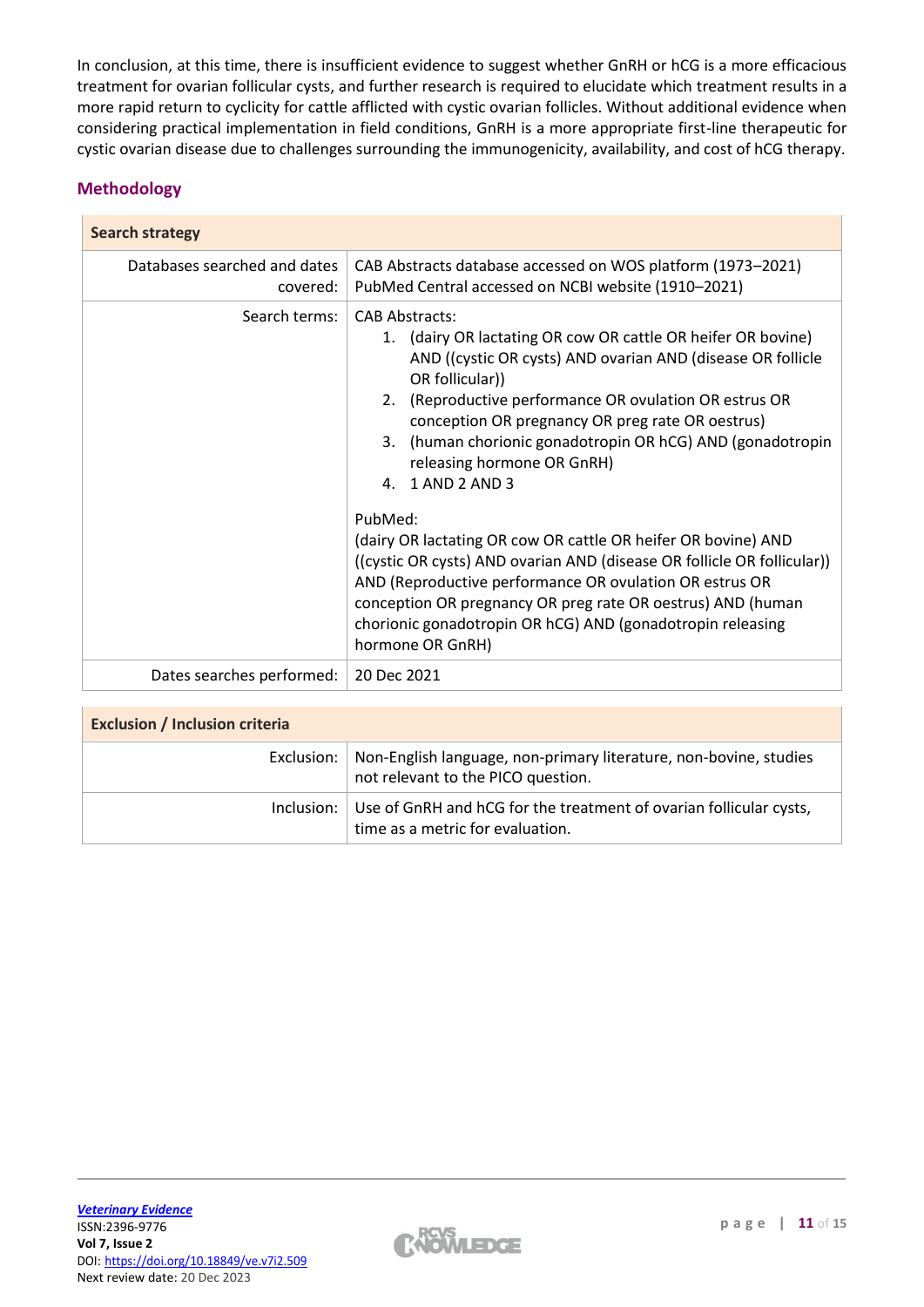In conclusion, at this time, there is insufficient evidence to suggest whether GnRH or hCG is a more efficacious treatment for ovarian follicular cysts, and further research is required to elucidate which treatment results in a more rapid return to cyclicity for cattle afflicted with cystic ovarian follicles. Without additional evidence when considering practical implementation in field conditions, GnRH is a more appropriate first-line therapeutic for cystic ovarian disease due to challenges surrounding the immunogenicity, availability, and cost of hCG therapy.

## Methodology

| Search strategy | |
|---|---|
| Databases searched and dates covered: | CAB Abstracts database accessed on WOS platform (1973–2021)<br>PubMed Central accessed on NCBI website (1910–2021) |
| Search terms: | CAB Abstracts:<br>1. (dairy OR lactating OR cow OR cattle OR heifer OR bovine) AND ((cystic OR cysts) AND ovarian AND (disease OR follicle OR follicular))<br>2. (Reproductive performance OR ovulation OR estrus OR conception OR pregnancy OR preg rate OR oestrus)<br>3. (human chorionic gonadotropin OR hCG) AND (gonadotropin releasing hormone OR GnRH)<br>4. 1 AND 2 AND 3<br><br>PubMed:<br>(dairy OR lactating OR cow OR cattle OR heifer OR bovine) AND ((cystic OR cysts) AND ovarian AND (disease OR follicle OR follicular)) AND (Reproductive performance OR ovulation OR estrus OR conception OR pregnancy OR preg rate OR oestrus) AND (human chorionic gonadotropin OR hCG) AND (gonadotropin releasing hormone OR GnRH) |
| Dates searches performed: | 20 Dec 2021 |

| Exclusion / Inclusion criteria | |
|---|---|
| Exclusion: | Non-English language, non-primary literature, non-bovine, studies not relevant to the PICO question. |
| Inclusion: | Use of GnRH and hCG for the treatment of ovarian follicular cysts, time as a metric for evaluation. |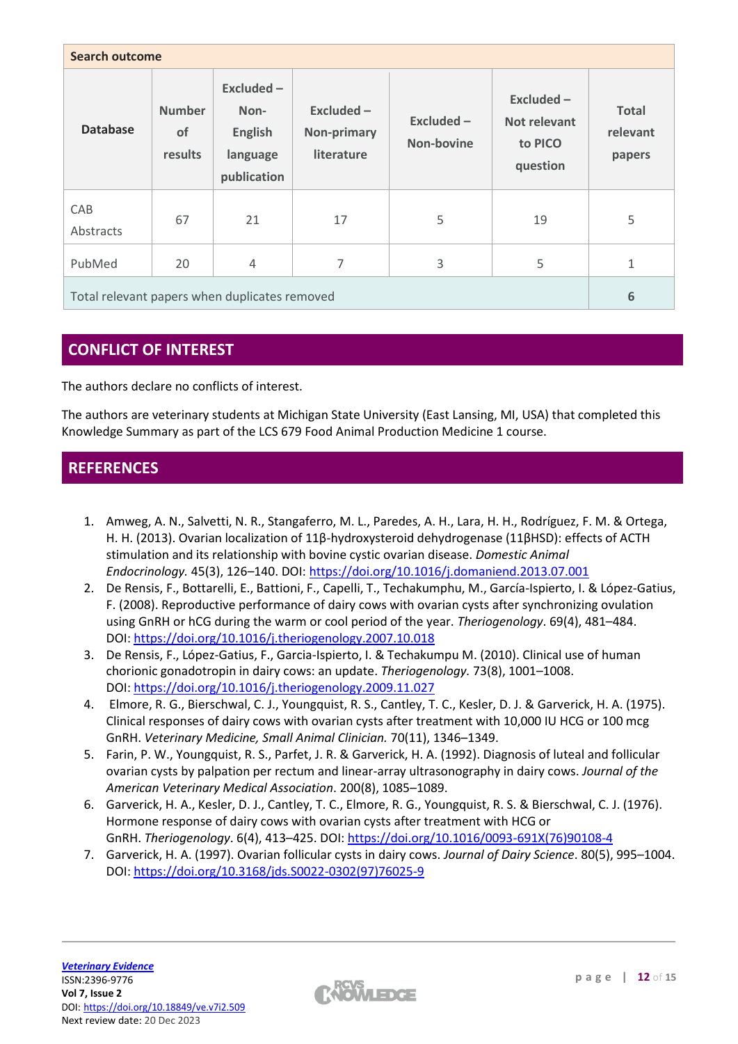| Search outcome | | | | | | |
|---|---|---|---|---|---|---|
| **Database** | **Number of results** | **Excluded – Non-English language publication** | **Excluded – Non-primary literature** | **Excluded – Non-bovine** | **Excluded – Not relevant to PICO question** | **Total relevant papers** |
| CAB Abstracts | 67 | 21 | 17 | 5 | 19 | 5 |
| PubMed | 20 | 4 | 7 | 3 | 5 | 1 |
| Total relevant papers when duplicates removed | | | | | | 6 |

## CONFLICT OF INTEREST

The authors declare no conflicts of interest.

The authors are veterinary students at Michigan State University (East Lansing, MI, USA) that completed this Knowledge Summary as part of the LCS 679 Food Animal Production Medicine 1 course.

## REFERENCES

1. Amweg, A. N., Salvetti, N. R., Stangaferro, M. L., Paredes, A. H., Lara, H. H., Rodríguez, F. M. & Ortega, H. H. (2013). Ovarian localization of 11β-hydroxysteroid dehydrogenase (11βHSD): effects of ACTH stimulation and its relationship with bovine cystic ovarian disease. *Domestic Animal Endocrinology.* 45(3), 126–140. DOI: https://doi.org/10.1016/j.domaniend.2013.07.001
2. De Rensis, F., Bottarelli, E., Battioni, F., Capelli, T., Techakumphu, M., García-Ispierto, I. & López-Gatius, F. (2008). Reproductive performance of dairy cows with ovarian cysts after synchronizing ovulation using GnRH or hCG during the warm or cool period of the year. *Theriogenology*. 69(4), 481–484. DOI: https://doi.org/10.1016/j.theriogenology.2007.10.018
3. De Rensis, F., López-Gatius, F., Garcia-Ispierto, I. & Techakumpu M. (2010). Clinical use of human chorionic gonadotropin in dairy cows: an update. *Theriogenology.* 73(8), 1001–1008. DOI: https://doi.org/10.1016/j.theriogenology.2009.11.027
4. Elmore, R. G., Bierschwal, C. J., Youngquist, R. S., Cantley, T. C., Kesler, D. J. & Garverick, H. A. (1975). Clinical responses of dairy cows with ovarian cysts after treatment with 10,000 IU HCG or 100 mcg GnRH. *Veterinary Medicine, Small Animal Clinician.* 70(11), 1346–1349.
5. Farin, P. W., Youngquist, R. S., Parfet, J. R. & Garverick, H. A. (1992). Diagnosis of luteal and follicular ovarian cysts by palpation per rectum and linear-array ultrasonography in dairy cows. *Journal of the American Veterinary Medical Association*. 200(8), 1085–1089.
6. Garverick, H. A., Kesler, D. J., Cantley, T. C., Elmore, R. G., Youngquist, R. S. & Bierschwal, C. J. (1976). Hormone response of dairy cows with ovarian cysts after treatment with HCG or GnRH. *Theriogenology*. 6(4), 413–425. DOI: https://doi.org/10.1016/0093-691X(76)90108-4
7. Garverick, H. A. (1997). Ovarian follicular cysts in dairy cows. *Journal of Dairy Science*. 80(5), 995–1004. DOI: https://doi.org/10.3168/jds.S0022-0302(97)76025-9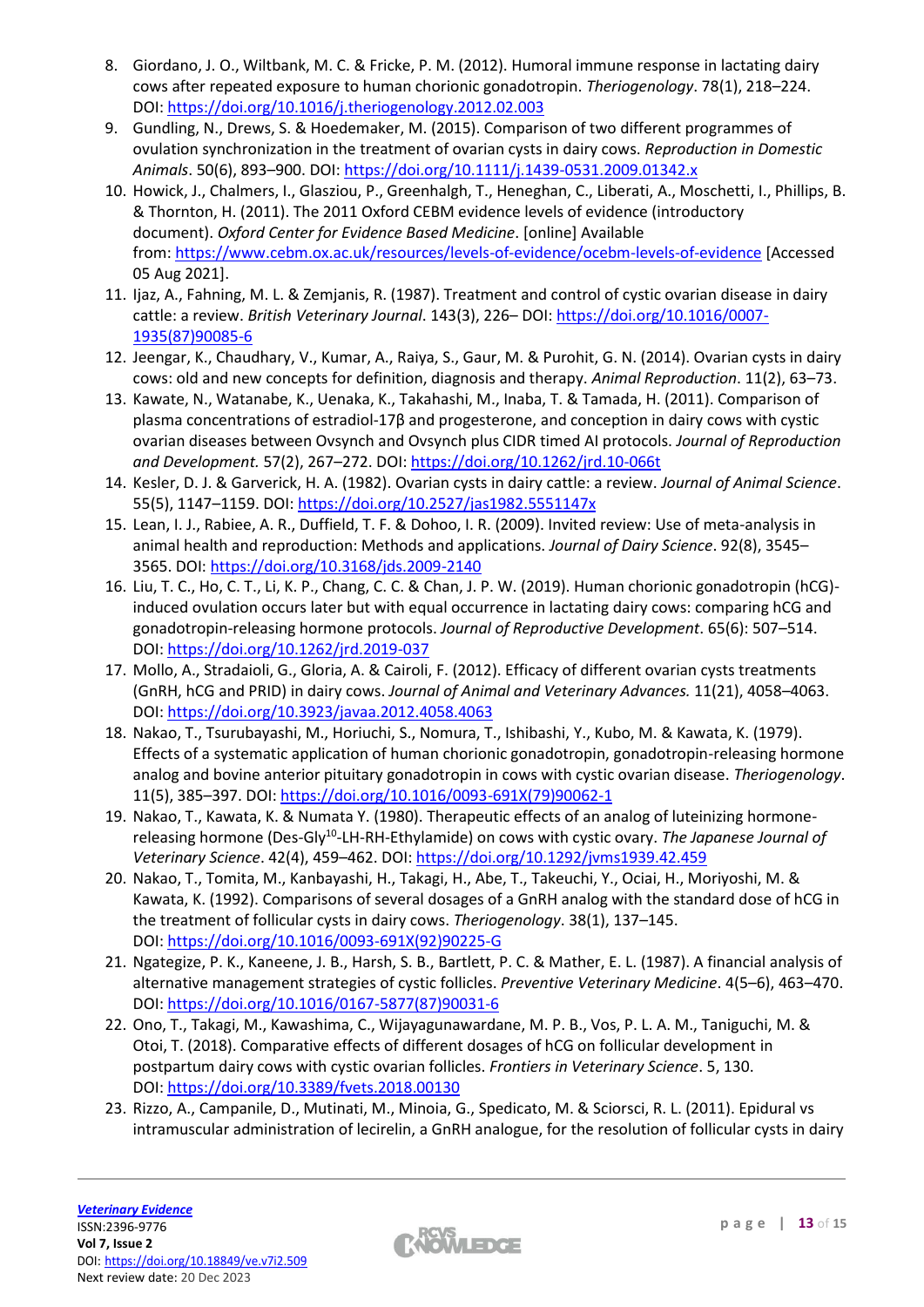8. Giordano, J. O., Wiltbank, M. C. & Fricke, P. M. (2012). Humoral immune response in lactating dairy cows after repeated exposure to human chorionic gonadotropin. *Theriogenology*. 78(1), 218–224. DOI: https://doi.org/10.1016/j.theriogenology.2012.02.003
9. Gundling, N., Drews, S. & Hoedemaker, M. (2015). Comparison of two different programmes of ovulation synchronization in the treatment of ovarian cysts in dairy cows. *Reproduction in Domestic Animals*. 50(6), 893–900. DOI: https://doi.org/10.1111/j.1439-0531.2009.01342.x
10. Howick, J., Chalmers, I., Glasziou, P., Greenhalgh, T., Heneghan, C., Liberati, A., Moschetti, I., Phillips, B. & Thornton, H. (2011). The 2011 Oxford CEBM evidence levels of evidence (introductory document). *Oxford Center for Evidence Based Medicine*. [online] Available from: https://www.cebm.ox.ac.uk/resources/levels-of-evidence/ocebm-levels-of-evidence [Accessed 05 Aug 2021].
11. Ijaz, A., Fahning, M. L. & Zemjanis, R. (1987). Treatment and control of cystic ovarian disease in dairy cattle: a review. *British Veterinary Journal*. 143(3), 226– DOI: https://doi.org/10.1016/0007-1935(87)90085-6
12. Jeengar, K., Chaudhary, V., Kumar, A., Raiya, S., Gaur, M. & Purohit, G. N. (2014). Ovarian cysts in dairy cows: old and new concepts for definition, diagnosis and therapy. *Animal Reproduction*. 11(2), 63–73.
13. Kawate, N., Watanabe, K., Uenaka, K., Takahashi, M., Inaba, T. & Tamada, H. (2011). Comparison of plasma concentrations of estradiol-17β and progesterone, and conception in dairy cows with cystic ovarian diseases between Ovsynch and Ovsynch plus CIDR timed AI protocols. *Journal of Reproduction and Development.* 57(2), 267–272. DOI: https://doi.org/10.1262/jrd.10-066t
14. Kesler, D. J. & Garverick, H. A. (1982). Ovarian cysts in dairy cattle: a review. *Journal of Animal Science*. 55(5), 1147–1159. DOI: https://doi.org/10.2527/jas1982.5551147x
15. Lean, I. J., Rabiee, A. R., Duffield, T. F. & Dohoo, I. R. (2009). Invited review: Use of meta-analysis in animal health and reproduction: Methods and applications. *Journal of Dairy Science*. 92(8), 3545–3565. DOI: https://doi.org/10.3168/jds.2009-2140
16. Liu, T. C., Ho, C. T., Li, K. P., Chang, C. C. & Chan, J. P. W. (2019). Human chorionic gonadotropin (hCG)-induced ovulation occurs later but with equal occurrence in lactating dairy cows: comparing hCG and gonadotropin-releasing hormone protocols. *Journal of Reproductive Development*. 65(6): 507–514. DOI: https://doi.org/10.1262/jrd.2019-037
17. Mollo, A., Stradaioli, G., Gloria, A. & Cairoli, F. (2012). Efficacy of different ovarian cysts treatments (GnRH, hCG and PRID) in dairy cows. *Journal of Animal and Veterinary Advances.* 11(21), 4058–4063. DOI: https://doi.org/10.3923/javaa.2012.4058.4063
18. Nakao, T., Tsurubayashi, M., Horiuchi, S., Nomura, T., Ishibashi, Y., Kubo, M. & Kawata, K. (1979). Effects of a systematic application of human chorionic gonadotropin, gonadotropin-releasing hormone analog and bovine anterior pituitary gonadotropin in cows with cystic ovarian disease. *Theriogenology*. 11(5), 385–397. DOI: https://doi.org/10.1016/0093-691X(79)90062-1
19. Nakao, T., Kawata, K. & Numata Y. (1980). Therapeutic effects of an analog of luteinizing hormone-releasing hormone (Des-Gly[10]-LH-RH-Ethylamide) on cows with cystic ovary. *The Japanese Journal of Veterinary Science*. 42(4), 459–462. DOI: https://doi.org/10.1292/jvms1939.42.459
20. Nakao, T., Tomita, M., Kanbayashi, H., Takagi, H., Abe, T., Takeuchi, Y., Ociai, H., Moriyoshi, M. & Kawata, K. (1992). Comparisons of several dosages of a GnRH analog with the standard dose of hCG in the treatment of follicular cysts in dairy cows. *Theriogenology*. 38(1), 137–145. DOI: https://doi.org/10.1016/0093-691X(92)90225-G
21. Ngategize, P. K., Kaneene, J. B., Harsh, S. B., Bartlett, P. C. & Mather, E. L. (1987). A financial analysis of alternative management strategies of cystic follicles. *Preventive Veterinary Medicine*. 4(5–6), 463–470. DOI: https://doi.org/10.1016/0167-5877(87)90031-6
22. Ono, T., Takagi, M., Kawashima, C., Wijayagunawardane, M. P. B., Vos, P. L. A. M., Taniguchi, M. & Otoi, T. (2018). Comparative effects of different dosages of hCG on follicular development in postpartum dairy cows with cystic ovarian follicles. *Frontiers in Veterinary Science*. 5, 130. DOI: https://doi.org/10.3389/fvets.2018.00130
23. Rizzo, A., Campanile, D., Mutinati, M., Minoia, G., Spedicato, M. & Sciorsci, R. L. (2011). Epidural vs intramuscular administration of lecirelin, a GnRH analogue, for the resolution of follicular cysts in dairy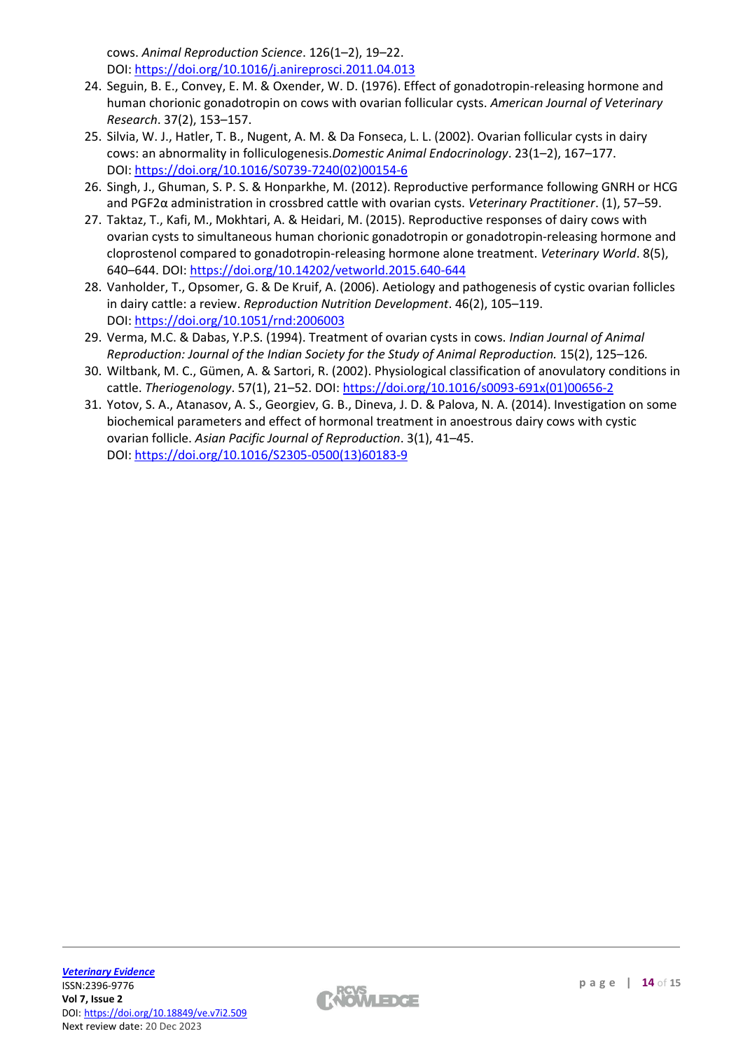cows. *Animal Reproduction Science*. 126(1–2), 19–22. DOI: https://doi.org/10.1016/j.anireprosci.2011.04.013

24. Seguin, B. E., Convey, E. M. & Oxender, W. D. (1976). Effect of gonadotropin-releasing hormone and human chorionic gonadotropin on cows with ovarian follicular cysts. *American Journal of Veterinary Research*. 37(2), 153–157.
25. Silvia, W. J., Hatler, T. B., Nugent, A. M. & Da Fonseca, L. L. (2002). Ovarian follicular cysts in dairy cows: an abnormality in folliculogenesis.*Domestic Animal Endocrinology*. 23(1–2), 167–177. DOI: https://doi.org/10.1016/S0739-7240(02)00154-6
26. Singh, J., Ghuman, S. P. S. & Honparkhe, M. (2012). Reproductive performance following GNRH or HCG and PGF2α administration in crossbred cattle with ovarian cysts. *Veterinary Practitioner*. (1), 57–59.
27. Taktaz, T., Kafi, M., Mokhtari, A. & Heidari, M. (2015). Reproductive responses of dairy cows with ovarian cysts to simultaneous human chorionic gonadotropin or gonadotropin-releasing hormone and cloprostenol compared to gonadotropin-releasing hormone alone treatment. *Veterinary World*. 8(5), 640–644. DOI: https://doi.org/10.14202/vetworld.2015.640-644
28. Vanholder, T., Opsomer, G. & De Kruif, A. (2006). Aetiology and pathogenesis of cystic ovarian follicles in dairy cattle: a review. *Reproduction Nutrition Development*. 46(2), 105–119. DOI: https://doi.org/10.1051/rnd:2006003
29. Verma, M.C. & Dabas, Y.P.S. (1994). Treatment of ovarian cysts in cows. *Indian Journal of Animal Reproduction: Journal of the Indian Society for the Study of Animal Reproduction.* 15(2), 125–126*.*
30. Wiltbank, M. C., Gümen, A. & Sartori, R. (2002). Physiological classification of anovulatory conditions in cattle. *Theriogenology*. 57(1), 21–52. DOI: https://doi.org/10.1016/s0093-691x(01)00656-2
31. Yotov, S. A., Atanasov, A. S., Georgiev, G. B., Dineva, J. D. & Palova, N. A. (2014). Investigation on some biochemical parameters and effect of hormonal treatment in anoestrous dairy cows with cystic ovarian follicle. *Asian Pacific Journal of Reproduction*. 3(1), 41–45. DOI: https://doi.org/10.1016/S2305-0500(13)60183-9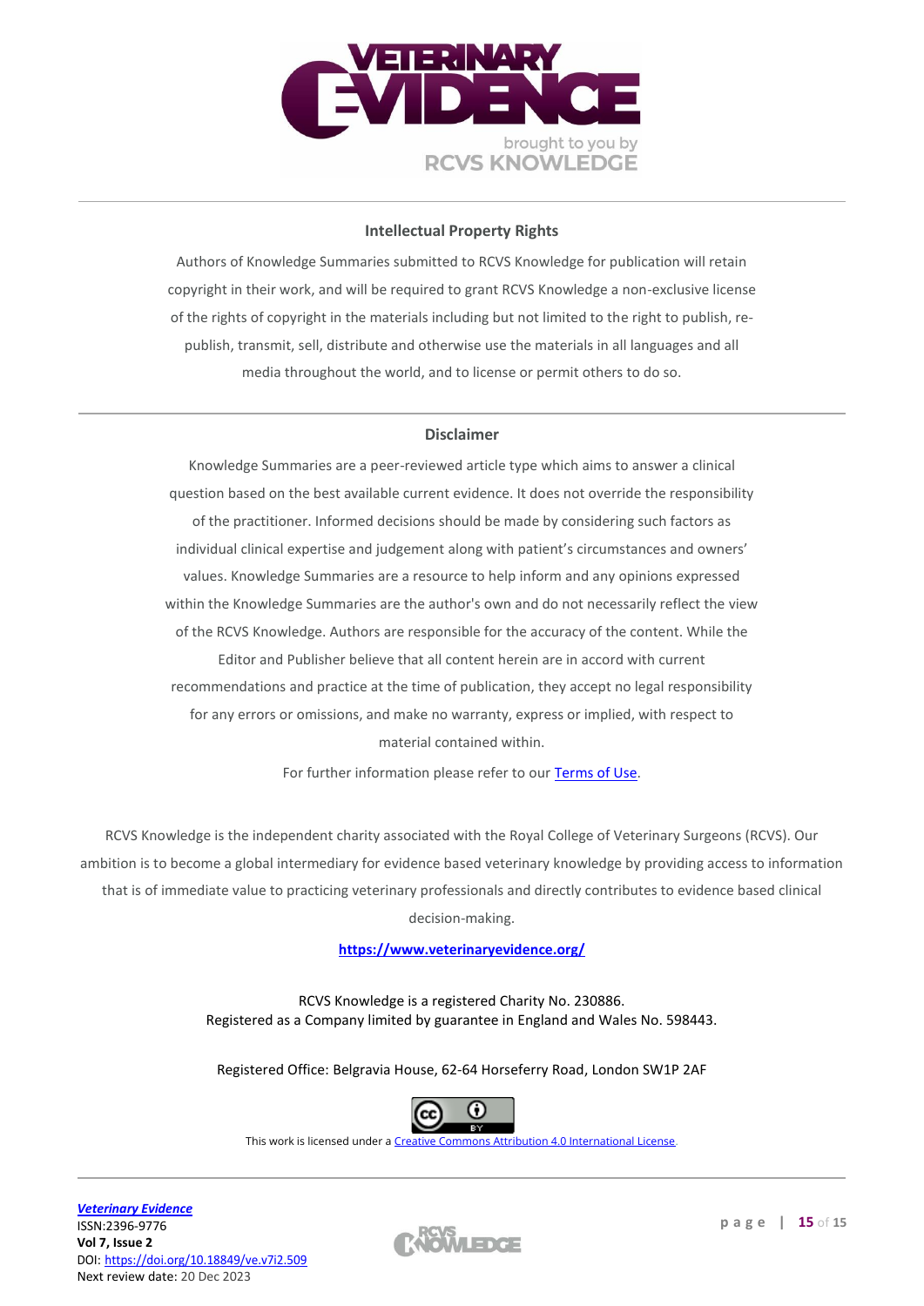## Intellectual Property Rights

Authors of Knowledge Summaries submitted to RCVS Knowledge for publication will retain copyright in their work, and will be required to grant RCVS Knowledge a non-exclusive license of the rights of copyright in the materials including but not limited to the right to publish, re-publish, transmit, sell, distribute and otherwise use the materials in all languages and all media throughout the world, and to license or permit others to do so.

## Disclaimer

Knowledge Summaries are a peer-reviewed article type which aims to answer a clinical question based on the best available current evidence. It does not override the responsibility of the practitioner. Informed decisions should be made by considering such factors as individual clinical expertise and judgement along with patient's circumstances and owners' values. Knowledge Summaries are a resource to help inform and any opinions expressed within the Knowledge Summaries are the author's own and do not necessarily reflect the view of the RCVS Knowledge. Authors are responsible for the accuracy of the content. While the Editor and Publisher believe that all content herein are in accord with current recommendations and practice at the time of publication, they accept no legal responsibility for any errors or omissions, and make no warranty, express or implied, with respect to material contained within.

For further information please refer to our [Terms of Use](#).

RCVS Knowledge is the independent charity associated with the Royal College of Veterinary Surgeons (RCVS). Our ambition is to become a global intermediary for evidence based veterinary knowledge by providing access to information that is of immediate value to practicing veterinary professionals and directly contributes to evidence based clinical decision-making.

**https://www.veterinaryevidence.org/**

RCVS Knowledge is a registered Charity No. 230886.
Registered as a Company limited by guarantee in England and Wales No. 598443.

Registered Office: Belgravia House, 62-64 Horseferry Road, London SW1P 2AF

This work is licensed under a [Creative Commons Attribution 4.0 International License](#).